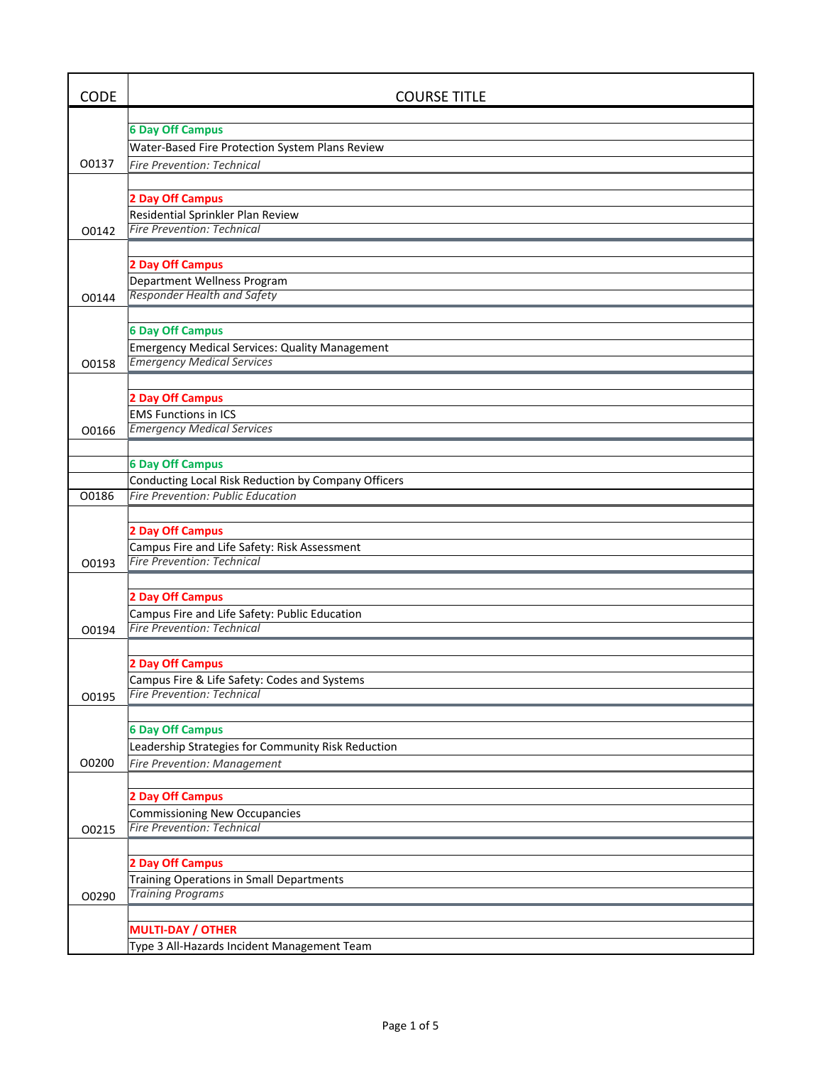| CODE | COURSE TITLE |
|---|---|
| O0137 | **6 Day Off Campus**<br>Water-Based Fire Protection System Plans Review<br>*Fire Prevention: Technical* |
| O0142 | **2 Day Off Campus**<br>Residential Sprinkler Plan Review<br>*Fire Prevention: Technical* |
| O0144 | **2 Day Off Campus**<br>Department Wellness Program<br>*Responder Health and Safety* |
| O0158 | **6 Day Off Campus**<br>Emergency Medical Services: Quality Management<br>*Emergency Medical Services* |
| O0166 | **2 Day Off Campus**<br>EMS Functions in ICS<br>*Emergency Medical Services* |
| O0186 | **6 Day Off Campus**<br>Conducting Local Risk Reduction by Company Officers<br>*Fire Prevention: Public Education* |
| O0193 | **2 Day Off Campus**<br>Campus Fire and Life Safety: Risk Assessment<br>*Fire Prevention: Technical* |
| O0194 | **2 Day Off Campus**<br>Campus Fire and Life Safety: Public Education<br>*Fire Prevention: Technical* |
| O0195 | **2 Day Off Campus**<br>Campus Fire & Life Safety: Codes and Systems<br>*Fire Prevention: Technical* |
| O0200 | **6 Day Off Campus**<br>Leadership Strategies for Community Risk Reduction<br>*Fire Prevention: Management* |
| O0215 | **2 Day Off Campus**<br>Commissioning New Occupancies<br>*Fire Prevention: Technical* |
| O0290 | **2 Day Off Campus**<br>Training Operations in Small Departments<br>*Training Programs* |
| | **MULTI-DAY / OTHER**<br>Type 3 All-Hazards Incident Management Team |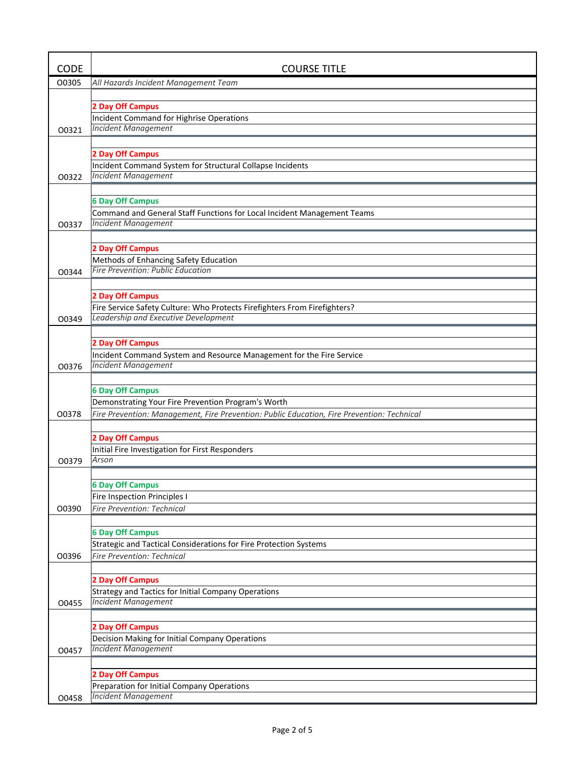| CODE | COURSE TITLE |
|---|---|
| O0305 | *All Hazards Incident Management Team* |
| O0321 | **2 Day Off Campus**<br>Incident Command for Highrise Operations<br>*Incident Management* |
| O0322 | **2 Day Off Campus**<br>Incident Command System for Structural Collapse Incidents<br>*Incident Management* |
| O0337 | **6 Day Off Campus**<br>Command and General Staff Functions for Local Incident Management Teams<br>*Incident Management* |
| O0344 | **2 Day Off Campus**<br>Methods of Enhancing Safety Education<br>*Fire Prevention: Public Education* |
| O0349 | **2 Day Off Campus**<br>Fire Service Safety Culture: Who Protects Firefighters From Firefighters?<br>*Leadership and Executive Development* |
| O0376 | **2 Day Off Campus**<br>Incident Command System and Resource Management for the Fire Service<br>*Incident Management* |
| O0378 | **6 Day Off Campus**<br>Demonstrating Your Fire Prevention Program's Worth<br>*Fire Prevention: Management, Fire Prevention: Public Education, Fire Prevention: Technical* |
| O0379 | **2 Day Off Campus**<br>Initial Fire Investigation for First Responders<br>*Arson* |
| O0390 | **6 Day Off Campus**<br>Fire Inspection Principles I<br>*Fire Prevention: Technical* |
| O0396 | **6 Day Off Campus**<br>Strategic and Tactical Considerations for Fire Protection Systems<br>*Fire Prevention: Technical* |
| O0455 | **2 Day Off Campus**<br>Strategy and Tactics for Initial Company Operations<br>*Incident Management* |
| O0457 | **2 Day Off Campus**<br>Decision Making for Initial Company Operations<br>*Incident Management* |
| O0458 | **2 Day Off Campus**<br>Preparation for Initial Company Operations<br>*Incident Management* |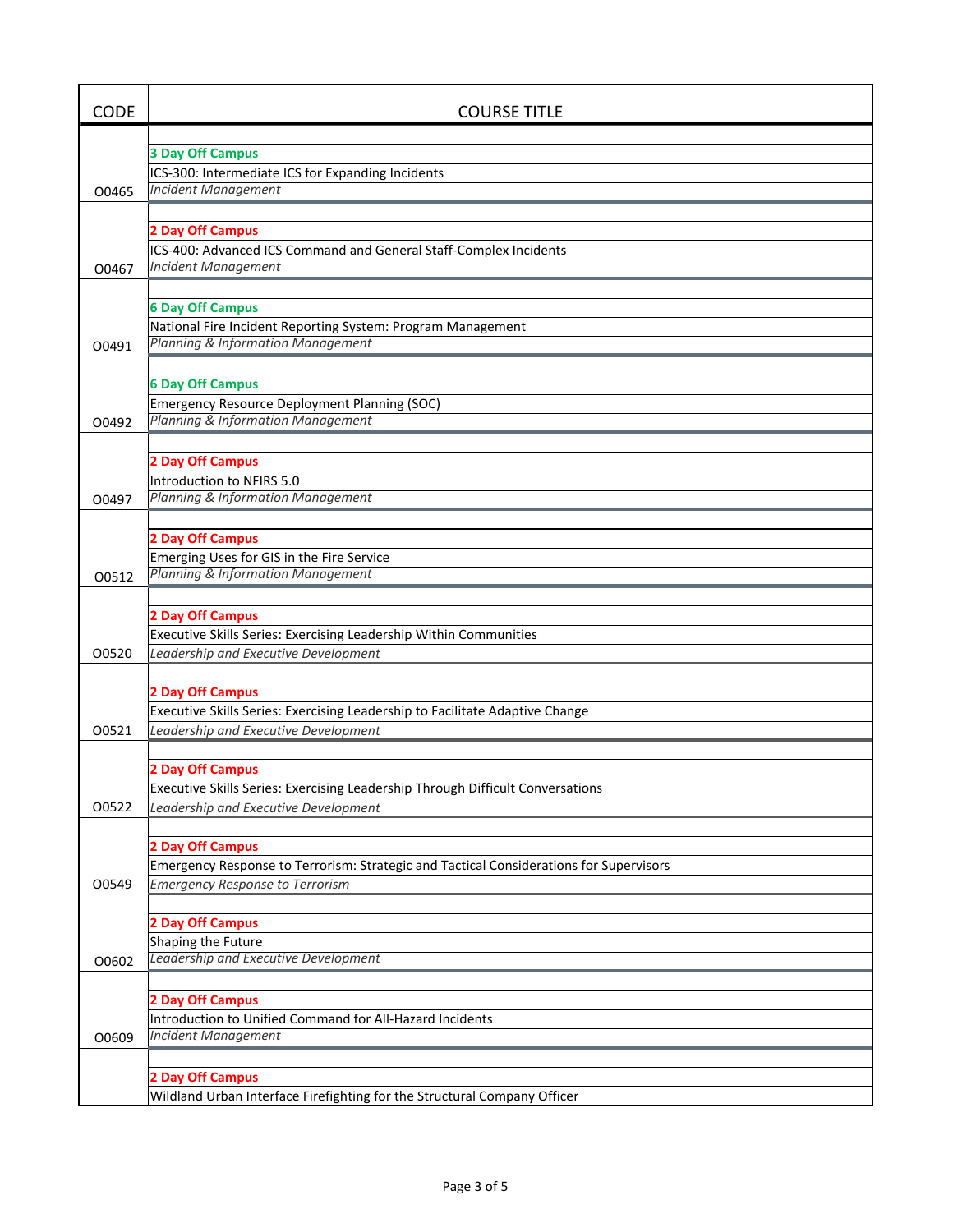| CODE | COURSE TITLE |
|---|---|
| O0465 | **3 Day Off Campus**<br>ICS-300: Intermediate ICS for Expanding Incidents<br>*Incident Management* |
| O0467 | **2 Day Off Campus**<br>ICS-400: Advanced ICS Command and General Staff-Complex Incidents<br>*Incident Management* |
| O0491 | **6 Day Off Campus**<br>National Fire Incident Reporting System: Program Management<br>*Planning & Information Management* |
| O0492 | **6 Day Off Campus**<br>Emergency Resource Deployment Planning (SOC)<br>*Planning & Information Management* |
| O0497 | **2 Day Off Campus**<br>Introduction to NFIRS 5.0<br>*Planning & Information Management* |
| O0512 | **2 Day Off Campus**<br>Emerging Uses for GIS in the Fire Service<br>*Planning & Information Management* |
| O0520 | **2 Day Off Campus**<br>Executive Skills Series: Exercising Leadership Within Communities<br>*Leadership and Executive Development* |
| O0521 | **2 Day Off Campus**<br>Executive Skills Series: Exercising Leadership to Facilitate Adaptive Change<br>*Leadership and Executive Development* |
| O0522 | **2 Day Off Campus**<br>Executive Skills Series: Exercising Leadership Through Difficult Conversations<br>*Leadership and Executive Development* |
| O0549 | **2 Day Off Campus**<br>Emergency Response to Terrorism: Strategic and Tactical Considerations for Supervisors<br>*Emergency Response to Terrorism* |
| O0602 | **2 Day Off Campus**<br>Shaping the Future<br>*Leadership and Executive Development* |
| O0609 | **2 Day Off Campus**<br>Introduction to Unified Command for All-Hazard Incidents<br>*Incident Management* |
| | **2 Day Off Campus**<br>Wildland Urban Interface Firefighting for the Structural Company Officer |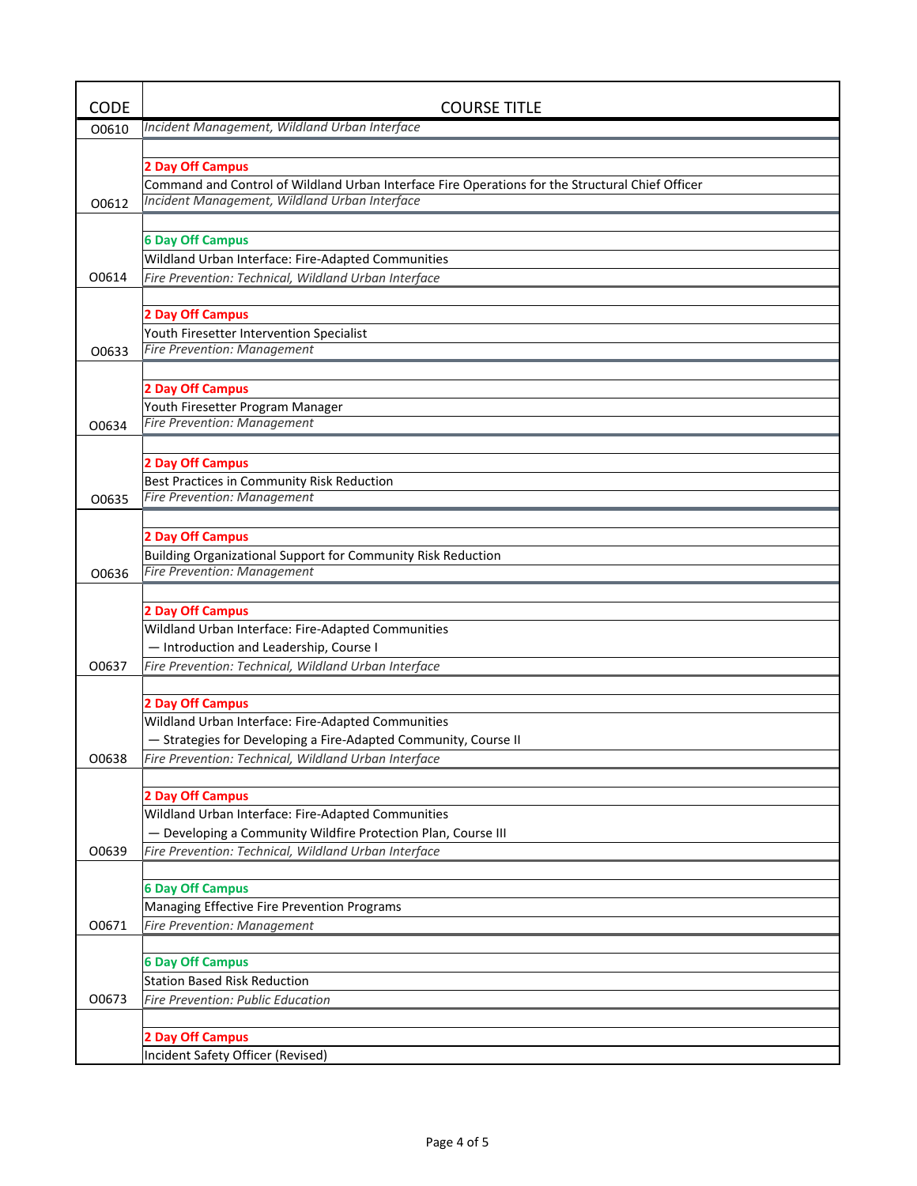| CODE | COURSE TITLE |
|---|---|
| O0610 | *Incident Management, Wildland Urban Interface* |
| | **2 Day Off Campus** |
| | Command and Control of Wildland Urban Interface Fire Operations for the Structural Chief Officer |
| O0612 | *Incident Management, Wildland Urban Interface* |
| | **6 Day Off Campus** |
| | Wildland Urban Interface: Fire-Adapted Communities |
| O0614 | *Fire Prevention: Technical, Wildland Urban Interface* |
| | **2 Day Off Campus** |
| | Youth Firesetter Intervention Specialist |
| O0633 | *Fire Prevention: Management* |
| | **2 Day Off Campus** |
| | Youth Firesetter Program Manager |
| O0634 | *Fire Prevention: Management* |
| | **2 Day Off Campus** |
| | Best Practices in Community Risk Reduction |
| O0635 | *Fire Prevention: Management* |
| | **2 Day Off Campus** |
| | Building Organizational Support for Community Risk Reduction |
| O0636 | *Fire Prevention: Management* |
| | **2 Day Off Campus** |
| | Wildland Urban Interface: Fire-Adapted Communities — Introduction and Leadership, Course I |
| O0637 | *Fire Prevention: Technical, Wildland Urban Interface* |
| | **2 Day Off Campus** |
| | Wildland Urban Interface: Fire-Adapted Communities — Strategies for Developing a Fire-Adapted Community, Course II |
| O0638 | *Fire Prevention: Technical, Wildland Urban Interface* |
| | **2 Day Off Campus** |
| | Wildland Urban Interface: Fire-Adapted Communities — Developing a Community Wildfire Protection Plan, Course III |
| O0639 | *Fire Prevention: Technical, Wildland Urban Interface* |
| | **6 Day Off Campus** |
| | Managing Effective Fire Prevention Programs |
| O0671 | *Fire Prevention: Management* |
| | **6 Day Off Campus** |
| | Station Based Risk Reduction |
| O0673 | *Fire Prevention: Public Education* |
| | **2 Day Off Campus** |
| | Incident Safety Officer (Revised) |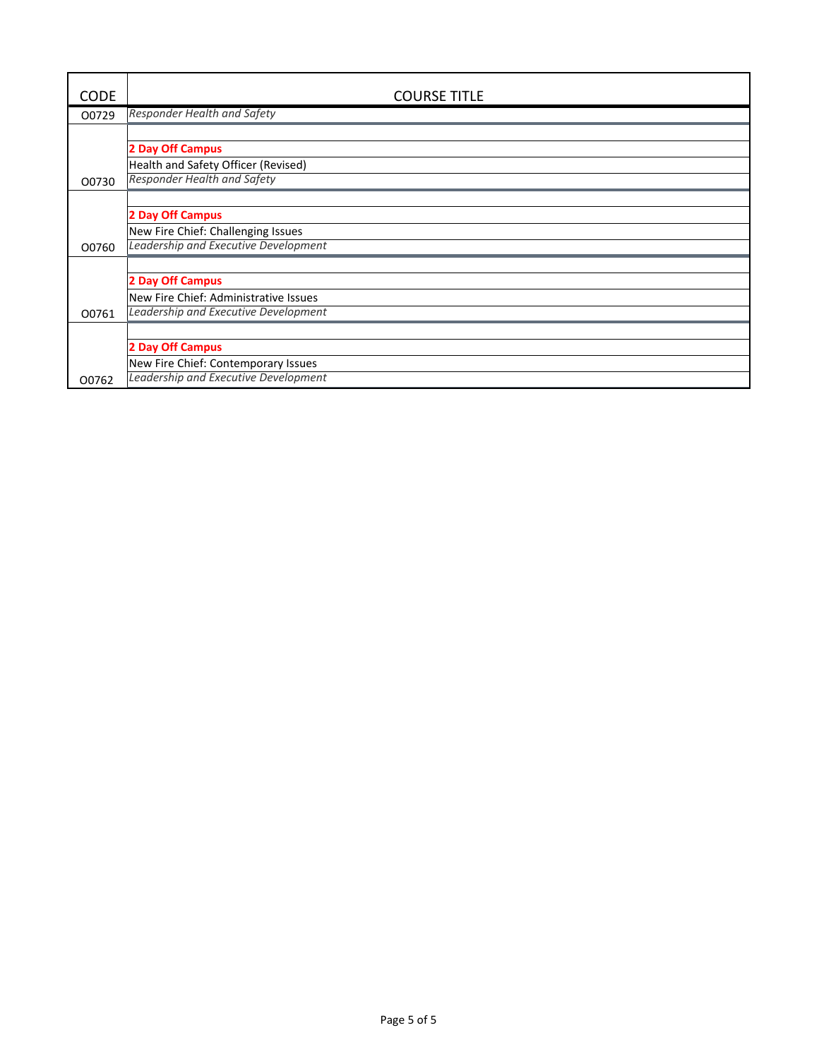| CODE | COURSE TITLE |
| --- | --- |
| O0729 | *Responder Health and Safety* |
| O0730 | **2 Day Off Campus**<br>Health and Safety Officer (Revised)<br>*Responder Health and Safety* |
| O0760 | **2 Day Off Campus**<br>New Fire Chief: Challenging Issues<br>*Leadership and Executive Development* |
| O0761 | **2 Day Off Campus**<br>New Fire Chief: Administrative Issues<br>*Leadership and Executive Development* |
| O0762 | **2 Day Off Campus**<br>New Fire Chief: Contemporary Issues<br>*Leadership and Executive Development* |